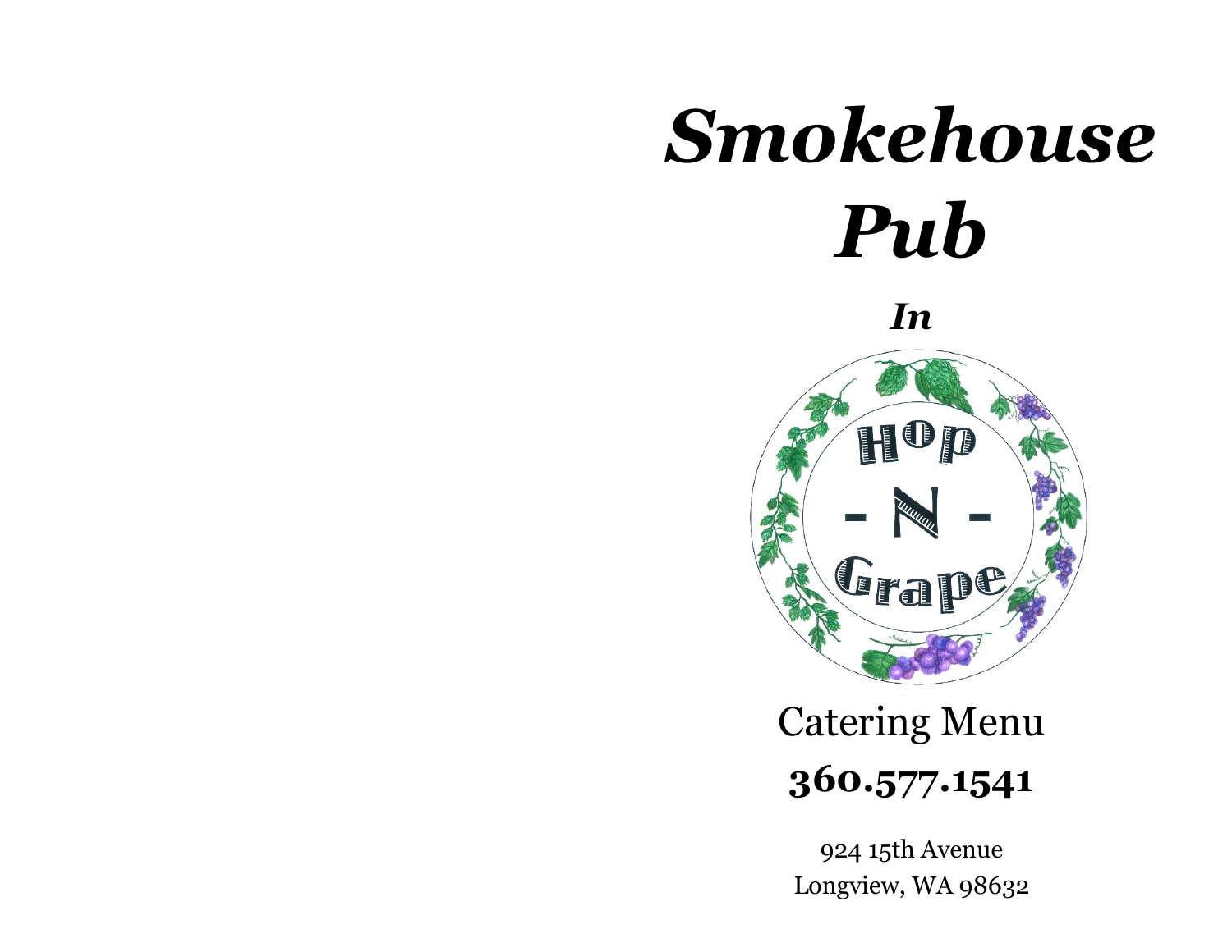# *Smokehouse Pub*

***In***

Hop - N - Grape

Catering Menu

**360.577.1541**

924 15th Avenue
Longview, WA 98632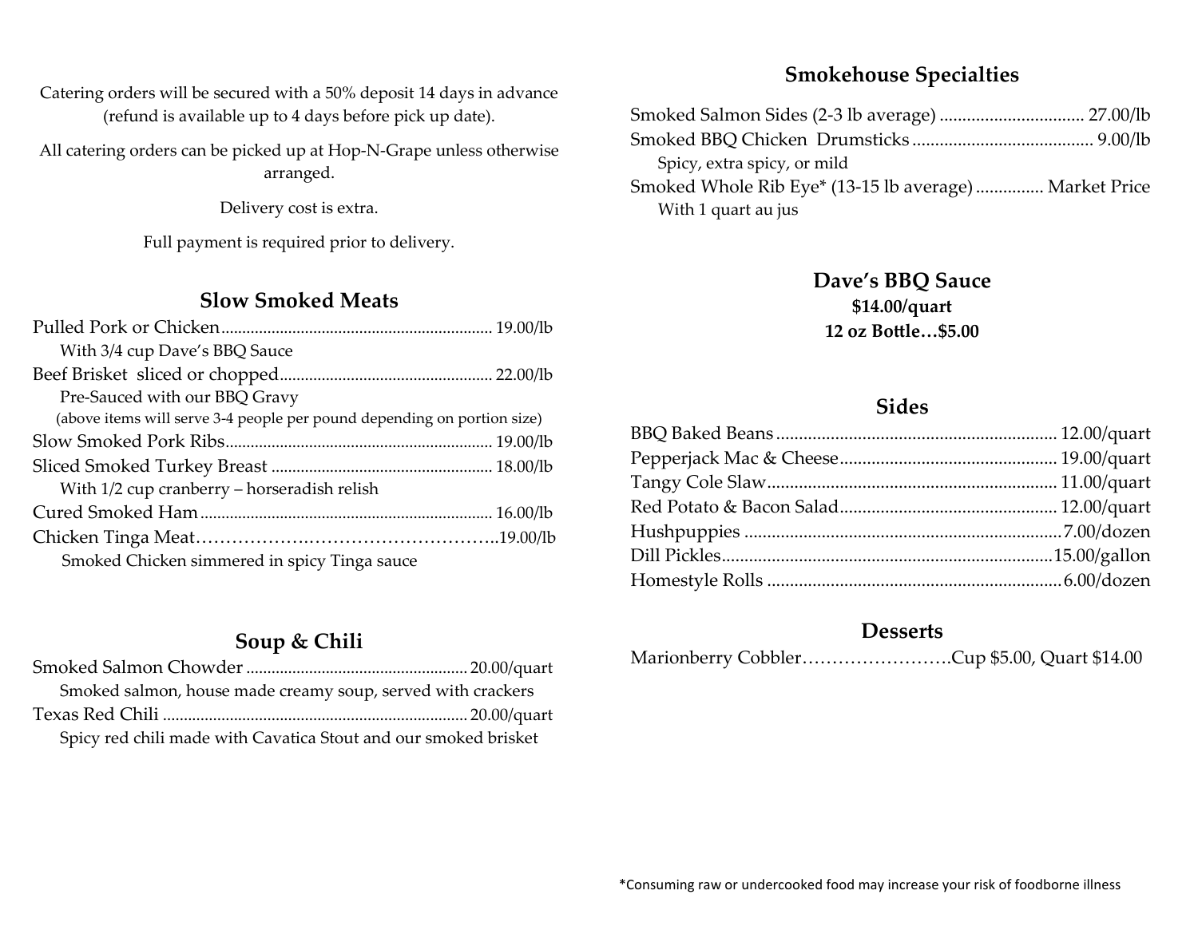Catering orders will be secured with a 50% deposit 14 days in advance (refund is available up to 4 days before pick up date).

All catering orders can be picked up at Hop-N-Grape unless otherwise arranged.

Delivery cost is extra.

Full payment is required prior to delivery.

## Slow Smoked Meats

Pulled Pork or Chicken................................................................ 19.00/lb
With 3/4 cup Dave's BBQ Sauce

Beef Brisket sliced or chopped.................................................. 22.00/lb
Pre-Sauced with our BBQ Gravy

(above items will serve 3-4 people per pound depending on portion size)

Slow Smoked Pork Ribs............................................................... 19.00/lb

Sliced Smoked Turkey Breast .................................................... 18.00/lb
With 1/2 cup cranberry – horseradish relish

Cured Smoked Ham..................................................................... 16.00/lb

Chicken Tinga Meat……………….…………………………..19.00/lb
Smoked Chicken simmered in spicy Tinga sauce

## Soup & Chili

Smoked Salmon Chowder .................................................... 20.00/quart
Smoked salmon, house made creamy soup, served with crackers

Texas Red Chili ....................................................................... 20.00/quart
Spicy red chili made with Cavatica Stout and our smoked brisket

## Smokehouse Specialties

Smoked Salmon Sides (2-3 lb average) ............................... 27.00/lb

Smoked BBQ Chicken Drumsticks ....................................... 9.00/lb
Spicy, extra spicy, or mild

Smoked Whole Rib Eye* (13-15 lb average) ............... Market Price
With 1 quart au jus

## Dave's BBQ Sauce

**$14.00/quart**

**12 oz Bottle…$5.00**

## Sides

BBQ Baked Beans ............................................................. 12.00/quart

Pepperjack Mac & Cheese................................................ 19.00/quart

Tangy Cole Slaw................................................................ 11.00/quart

Red Potato & Bacon Salad................................................ 12.00/quart

Hushpuppies ......................................................................7.00/dozen

Dill Pickles........................................................................15.00/gallon

Homestyle Rolls .................................................................6.00/dozen

## Desserts

Marionberry Cobbler…………………….Cup $5.00, Quart $14.00

*Consuming raw or undercooked food may increase your risk of foodborne illness